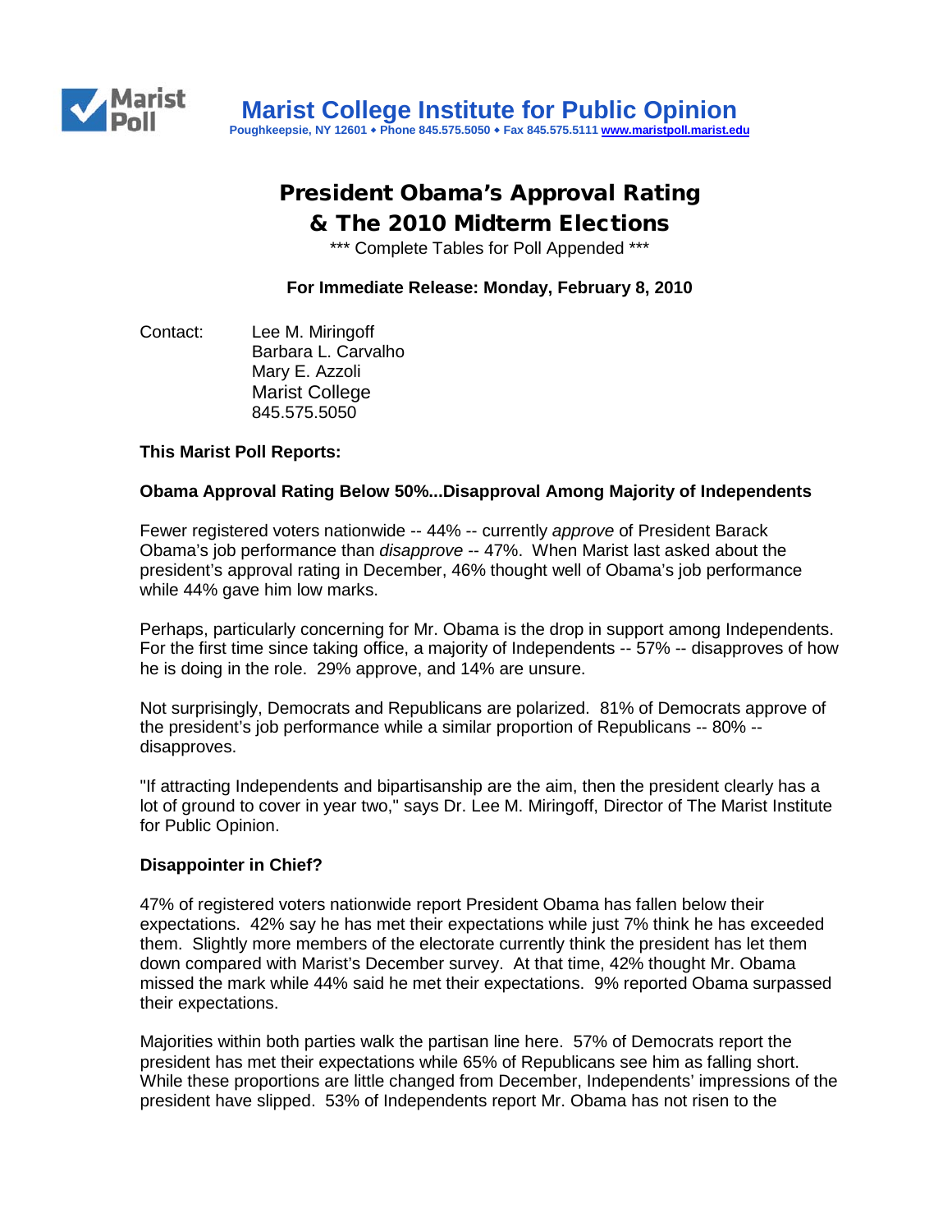# Marist College Institute for Public Opinion

Poughkeepsie, NY 12601 • Phone 845.575.5050 • Fax 845.575.5111 www.maristpoll.marist.edu

## President Obama's Approval Rating & The 2010 Midterm Elections

*** Complete Tables for Poll Appended ***

**For Immediate Release: Monday, February 8, 2010**

Contact: Lee M. Miringoff
Barbara L. Carvalho
Mary E. Azzoli
Marist College
845.575.5050

**This Marist Poll Reports:**

**Obama Approval Rating Below 50%...Disapproval Among Majority of Independents**

Fewer registered voters nationwide -- 44% -- currently *approve* of President Barack Obama's job performance than *disapprove* -- 47%. When Marist last asked about the president's approval rating in December, 46% thought well of Obama's job performance while 44% gave him low marks.

Perhaps, particularly concerning for Mr. Obama is the drop in support among Independents. For the first time since taking office, a majority of Independents -- 57% -- disapproves of how he is doing in the role. 29% approve, and 14% are unsure.

Not surprisingly, Democrats and Republicans are polarized. 81% of Democrats approve of the president's job performance while a similar proportion of Republicans -- 80% -- disapproves.

"If attracting Independents and bipartisanship are the aim, then the president clearly has a lot of ground to cover in year two," says Dr. Lee M. Miringoff, Director of The Marist Institute for Public Opinion.

**Disappointer in Chief?**

47% of registered voters nationwide report President Obama has fallen below their expectations. 42% say he has met their expectations while just 7% think he has exceeded them. Slightly more members of the electorate currently think the president has let them down compared with Marist's December survey. At that time, 42% thought Mr. Obama missed the mark while 44% said he met their expectations. 9% reported Obama surpassed their expectations.

Majorities within both parties walk the partisan line here. 57% of Democrats report the president has met their expectations while 65% of Republicans see him as falling short. While these proportions are little changed from December, Independents' impressions of the president have slipped. 53% of Independents report Mr. Obama has not risen to the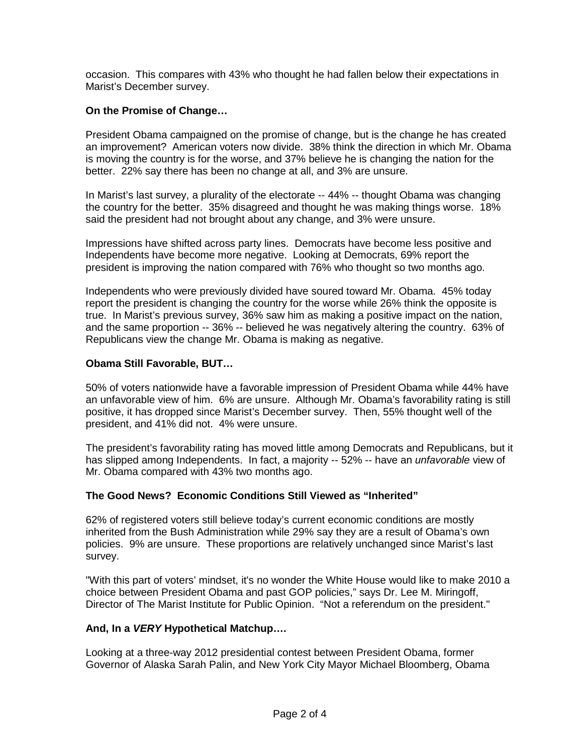occasion. This compares with 43% who thought he had fallen below their expectations in Marist's December survey.

**On the Promise of Change…**

President Obama campaigned on the promise of change, but is the change he has created an improvement? American voters now divide. 38% think the direction in which Mr. Obama is moving the country is for the worse, and 37% believe he is changing the nation for the better. 22% say there has been no change at all, and 3% are unsure.

In Marist's last survey, a plurality of the electorate -- 44% -- thought Obama was changing the country for the better. 35% disagreed and thought he was making things worse. 18% said the president had not brought about any change, and 3% were unsure.

Impressions have shifted across party lines. Democrats have become less positive and Independents have become more negative. Looking at Democrats, 69% report the president is improving the nation compared with 76% who thought so two months ago.

Independents who were previously divided have soured toward Mr. Obama. 45% today report the president is changing the country for the worse while 26% think the opposite is true. In Marist's previous survey, 36% saw him as making a positive impact on the nation, and the same proportion -- 36% -- believed he was negatively altering the country. 63% of Republicans view the change Mr. Obama is making as negative.

**Obama Still Favorable, BUT…**

50% of voters nationwide have a favorable impression of President Obama while 44% have an unfavorable view of him. 6% are unsure. Although Mr. Obama's favorability rating is still positive, it has dropped since Marist's December survey. Then, 55% thought well of the president, and 41% did not. 4% were unsure.

The president's favorability rating has moved little among Democrats and Republicans, but it has slipped among Independents. In fact, a majority -- 52% -- have an *unfavorable* view of Mr. Obama compared with 43% two months ago.

**The Good News? Economic Conditions Still Viewed as "Inherited"**

62% of registered voters still believe today's current economic conditions are mostly inherited from the Bush Administration while 29% say they are a result of Obama's own policies. 9% are unsure. These proportions are relatively unchanged since Marist's last survey.

"With this part of voters' mindset, it's no wonder the White House would like to make 2010 a choice between President Obama and past GOP policies," says Dr. Lee M. Miringoff, Director of The Marist Institute for Public Opinion. "Not a referendum on the president."

**And, In a *VERY* Hypothetical Matchup….**

Looking at a three-way 2012 presidential contest between President Obama, former Governor of Alaska Sarah Palin, and New York City Mayor Michael Bloomberg, Obama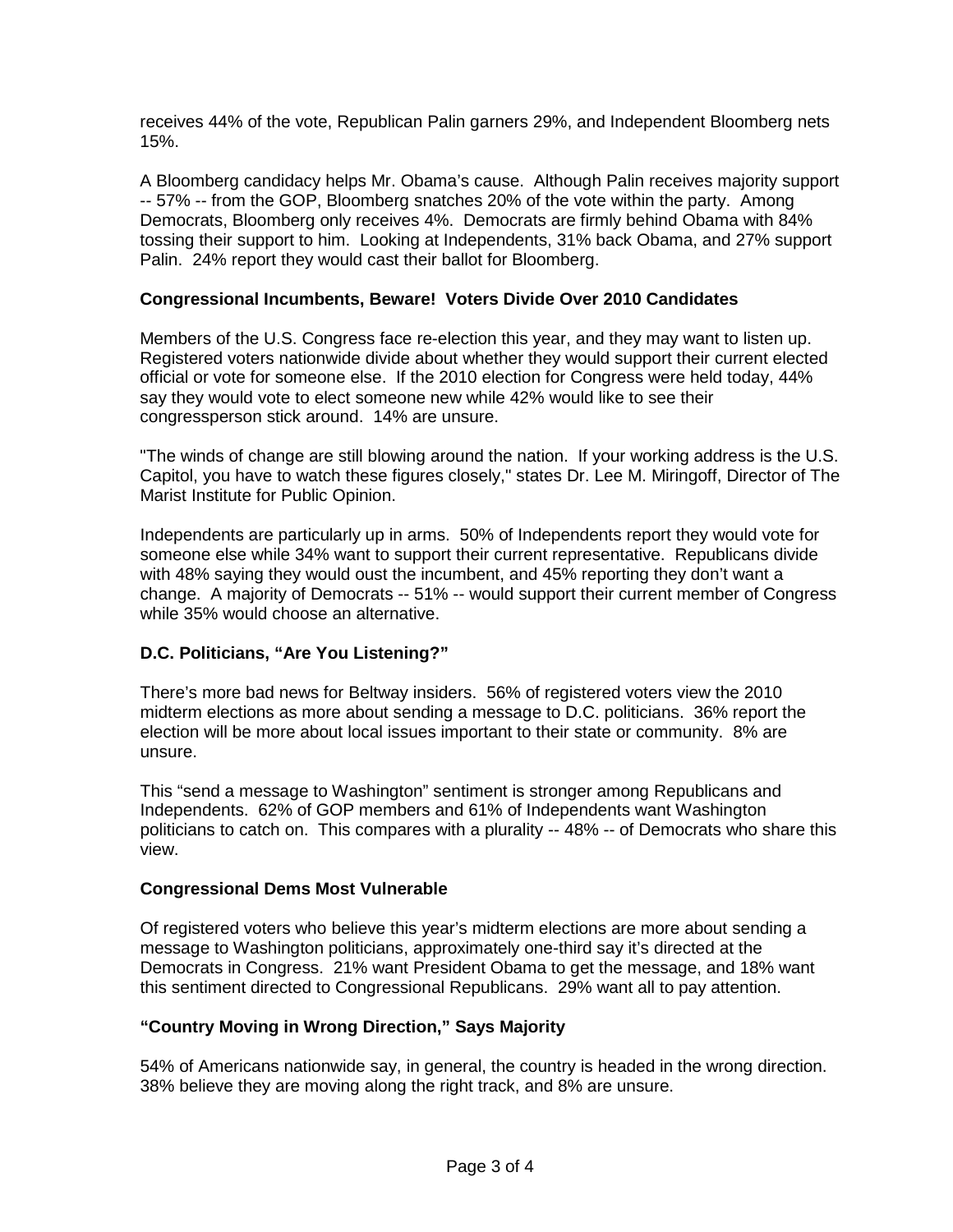receives 44% of the vote, Republican Palin garners 29%, and Independent Bloomberg nets 15%.

A Bloomberg candidacy helps Mr. Obama's cause. Although Palin receives majority support -- 57% -- from the GOP, Bloomberg snatches 20% of the vote within the party. Among Democrats, Bloomberg only receives 4%. Democrats are firmly behind Obama with 84% tossing their support to him. Looking at Independents, 31% back Obama, and 27% support Palin. 24% report they would cast their ballot for Bloomberg.

### Congressional Incumbents, Beware! Voters Divide Over 2010 Candidates

Members of the U.S. Congress face re-election this year, and they may want to listen up. Registered voters nationwide divide about whether they would support their current elected official or vote for someone else. If the 2010 election for Congress were held today, 44% say they would vote to elect someone new while 42% would like to see their congressperson stick around. 14% are unsure.

"The winds of change are still blowing around the nation. If your working address is the U.S. Capitol, you have to watch these figures closely," states Dr. Lee M. Miringoff, Director of The Marist Institute for Public Opinion.

Independents are particularly up in arms. 50% of Independents report they would vote for someone else while 34% want to support their current representative. Republicans divide with 48% saying they would oust the incumbent, and 45% reporting they don't want a change. A majority of Democrats -- 51% -- would support their current member of Congress while 35% would choose an alternative.

### D.C. Politicians, "Are You Listening?"

There's more bad news for Beltway insiders. 56% of registered voters view the 2010 midterm elections as more about sending a message to D.C. politicians. 36% report the election will be more about local issues important to their state or community. 8% are unsure.

This "send a message to Washington" sentiment is stronger among Republicans and Independents. 62% of GOP members and 61% of Independents want Washington politicians to catch on. This compares with a plurality -- 48% -- of Democrats who share this view.

### Congressional Dems Most Vulnerable

Of registered voters who believe this year's midterm elections are more about sending a message to Washington politicians, approximately one-third say it's directed at the Democrats in Congress. 21% want President Obama to get the message, and 18% want this sentiment directed to Congressional Republicans. 29% want all to pay attention.

### "Country Moving in Wrong Direction," Says Majority

54% of Americans nationwide say, in general, the country is headed in the wrong direction. 38% believe they are moving along the right track, and 8% are unsure.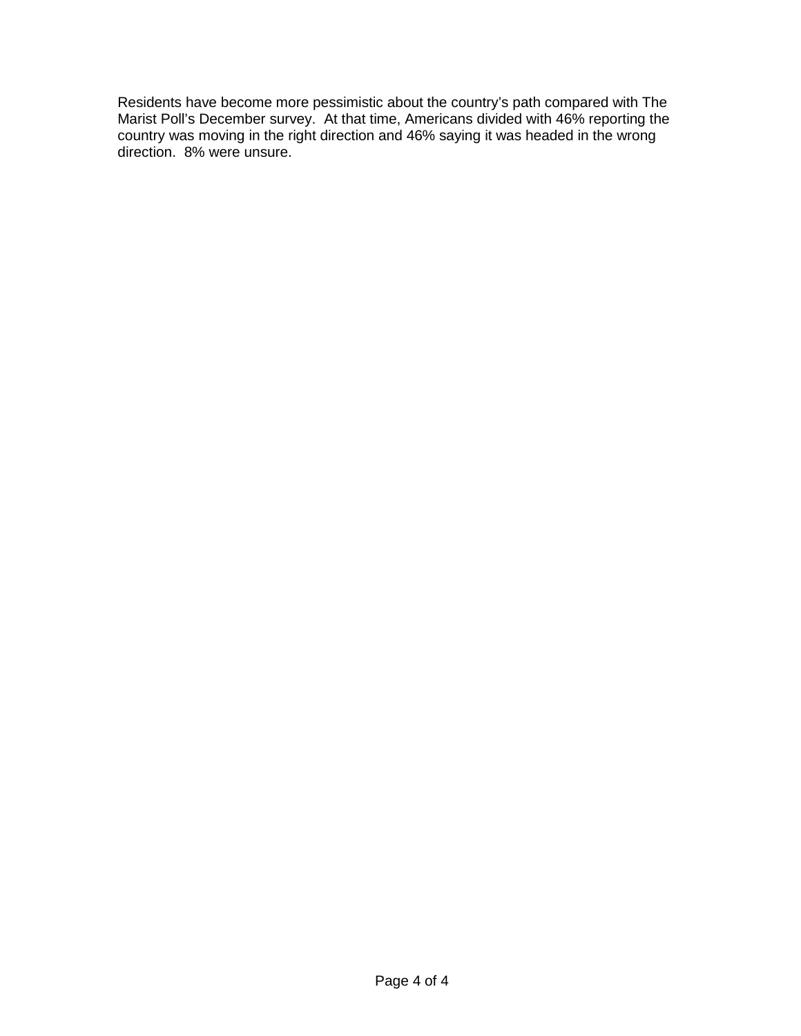Residents have become more pessimistic about the country's path compared with The Marist Poll's December survey. At that time, Americans divided with 46% reporting the country was moving in the right direction and 46% saying it was headed in the wrong direction. 8% were unsure.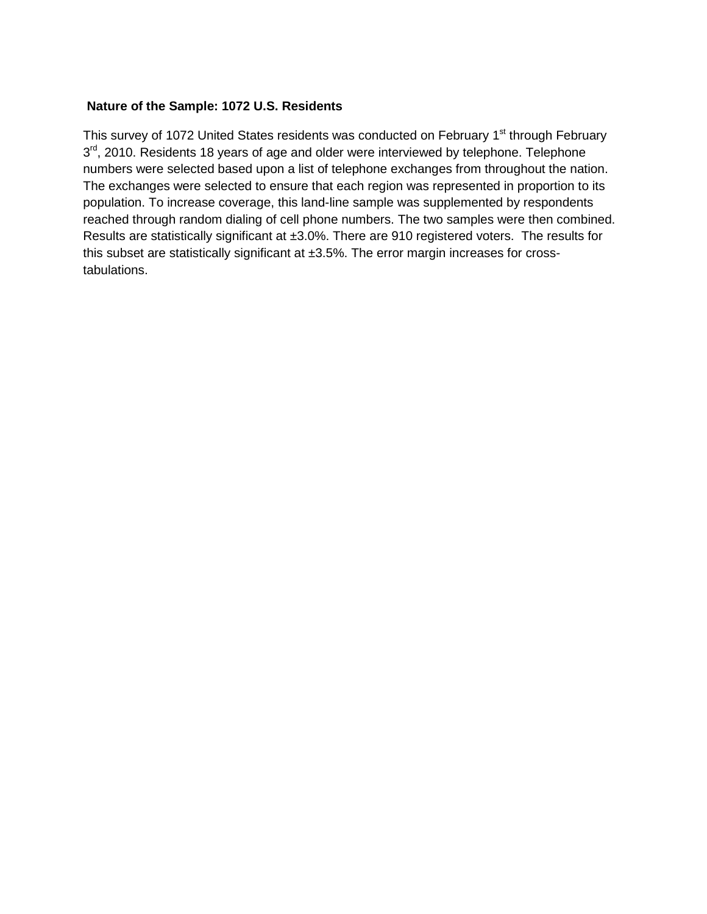**Nature of the Sample: 1072 U.S. Residents**

This survey of 1072 United States residents was conducted on February 1st through February 3rd, 2010. Residents 18 years of age and older were interviewed by telephone. Telephone numbers were selected based upon a list of telephone exchanges from throughout the nation. The exchanges were selected to ensure that each region was represented in proportion to its population. To increase coverage, this land-line sample was supplemented by respondents reached through random dialing of cell phone numbers. The two samples were then combined. Results are statistically significant at ±3.0%. There are 910 registered voters. The results for this subset are statistically significant at ±3.5%. The error margin increases for cross-tabulations.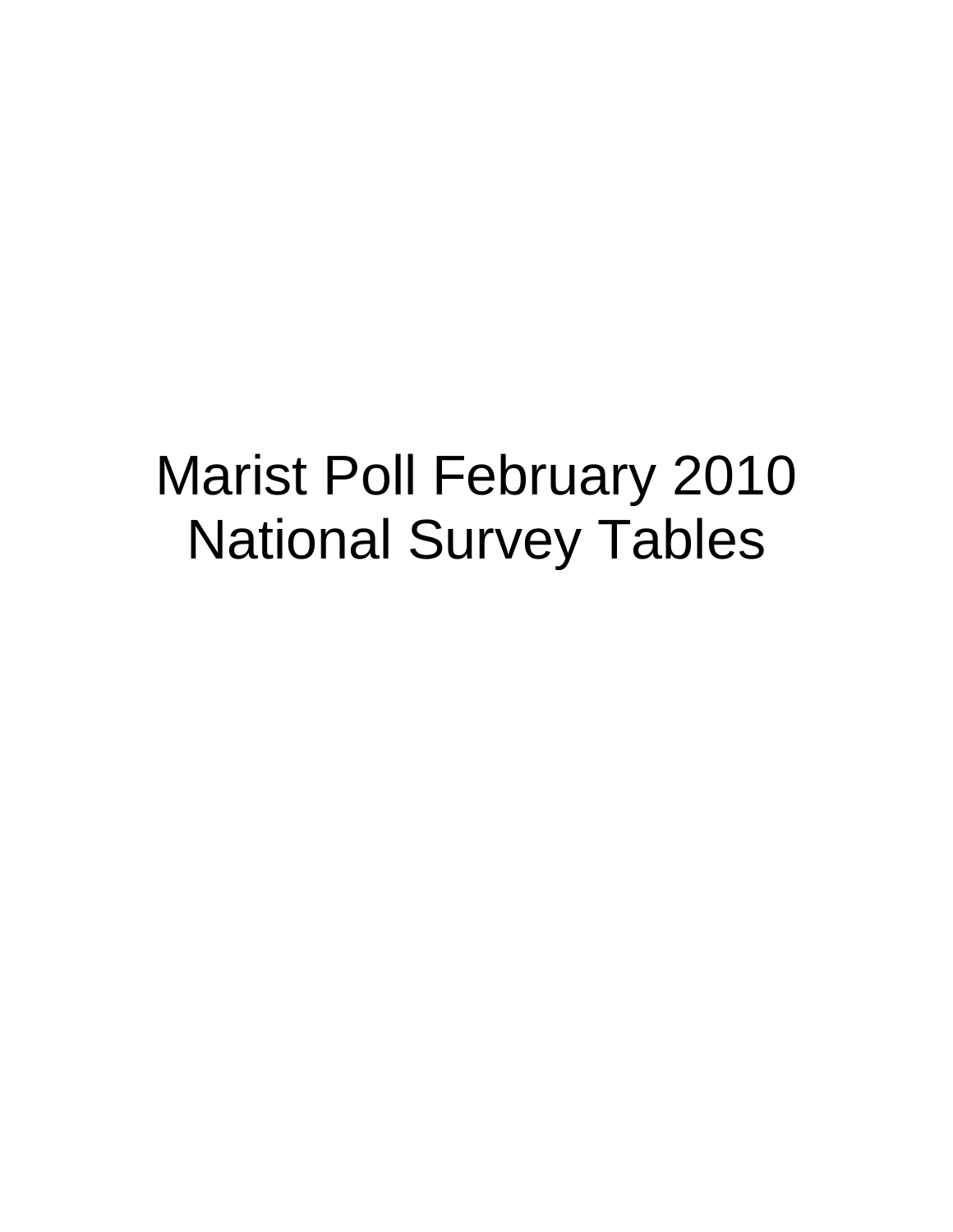# Marist Poll February 2010 National Survey Tables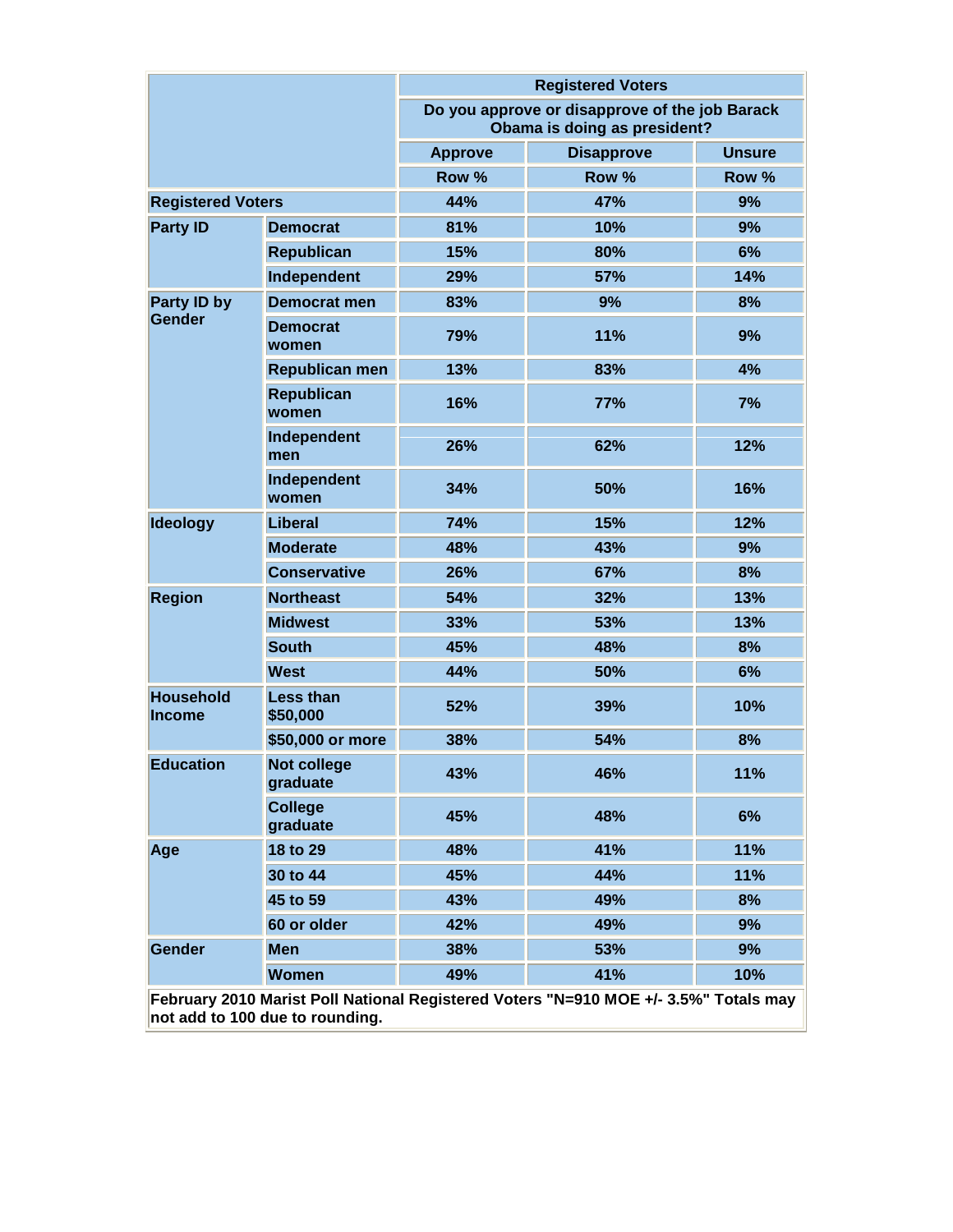| | | Registered Voters | | |
|---|---|---|---|---|
| | | Do you approve or disapprove of the job Barack Obama is doing as president? | | |
| | | Approve | Disapprove | Unsure |
| | | Row % | Row % | Row % |
| Registered Voters | | 44% | 47% | 9% |
| Party ID | Democrat | 81% | 10% | 9% |
| | Republican | 15% | 80% | 6% |
| | Independent | 29% | 57% | 14% |
| Party ID by Gender | Democrat men | 83% | 9% | 8% |
| | Democrat women | 79% | 11% | 9% |
| | Republican men | 13% | 83% | 4% |
| | Republican women | 16% | 77% | 7% |
| | Independent men | 26% | 62% | 12% |
| | Independent women | 34% | 50% | 16% |
| Ideology | Liberal | 74% | 15% | 12% |
| | Moderate | 48% | 43% | 9% |
| | Conservative | 26% | 67% | 8% |
| Region | Northeast | 54% | 32% | 13% |
| | Midwest | 33% | 53% | 13% |
| | South | 45% | 48% | 8% |
| | West | 44% | 50% | 6% |
| Household Income | Less than $50,000 | 52% | 39% | 10% |
| | $50,000 or more | 38% | 54% | 8% |
| Education | Not college graduate | 43% | 46% | 11% |
| | College graduate | 45% | 48% | 6% |
| Age | 18 to 29 | 48% | 41% | 11% |
| | 30 to 44 | 45% | 44% | 11% |
| | 45 to 59 | 43% | 49% | 8% |
| | 60 or older | 42% | 49% | 9% |
| Gender | Men | 38% | 53% | 9% |
| | Women | 49% | 41% | 10% |

**February 2010 Marist Poll National Registered Voters "N=910 MOE +/- 3.5%" Totals may not add to 100 due to rounding.**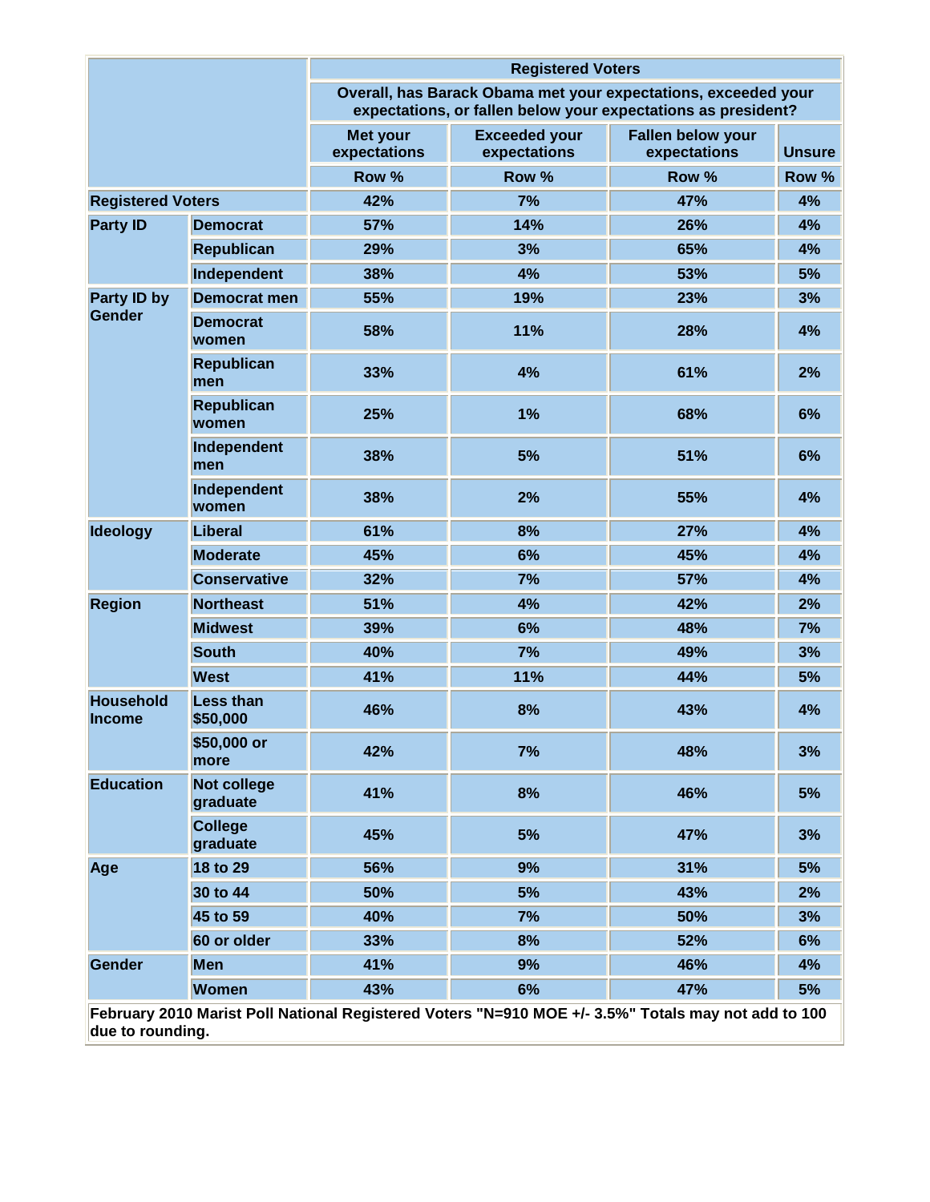| | | Registered Voters | | | |
|---|---|---|---|---|---|
| | | Overall, has Barack Obama met your expectations, exceeded your expectations, or fallen below your expectations as president? | | | |
| | | Met your expectations | Exceeded your expectations | Fallen below your expectations | Unsure |
| | | Row % | Row % | Row % | Row % |
| Registered Voters | | 42% | 7% | 47% | 4% |
| Party ID | Democrat | 57% | 14% | 26% | 4% |
| | Republican | 29% | 3% | 65% | 4% |
| | Independent | 38% | 4% | 53% | 5% |
| Party ID by Gender | Democrat men | 55% | 19% | 23% | 3% |
| | Democrat women | 58% | 11% | 28% | 4% |
| | Republican men | 33% | 4% | 61% | 2% |
| | Republican women | 25% | 1% | 68% | 6% |
| | Independent men | 38% | 5% | 51% | 6% |
| | Independent women | 38% | 2% | 55% | 4% |
| Ideology | Liberal | 61% | 8% | 27% | 4% |
| | Moderate | 45% | 6% | 45% | 4% |
| | Conservative | 32% | 7% | 57% | 4% |
| Region | Northeast | 51% | 4% | 42% | 2% |
| | Midwest | 39% | 6% | 48% | 7% |
| | South | 40% | 7% | 49% | 3% |
| | West | 41% | 11% | 44% | 5% |
| Household Income | Less than $50,000 | 46% | 8% | 43% | 4% |
| | $50,000 or more | 42% | 7% | 48% | 3% |
| Education | Not college graduate | 41% | 8% | 46% | 5% |
| | College graduate | 45% | 5% | 47% | 3% |
| Age | 18 to 29 | 56% | 9% | 31% | 5% |
| | 30 to 44 | 50% | 5% | 43% | 2% |
| | 45 to 59 | 40% | 7% | 50% | 3% |
| | 60 or older | 33% | 8% | 52% | 6% |
| Gender | Men | 41% | 9% | 46% | 4% |
| | Women | 43% | 6% | 47% | 5% |

February 2010 Marist Poll National Registered Voters "N=910 MOE +/- 3.5%" Totals may not add to 100 due to rounding.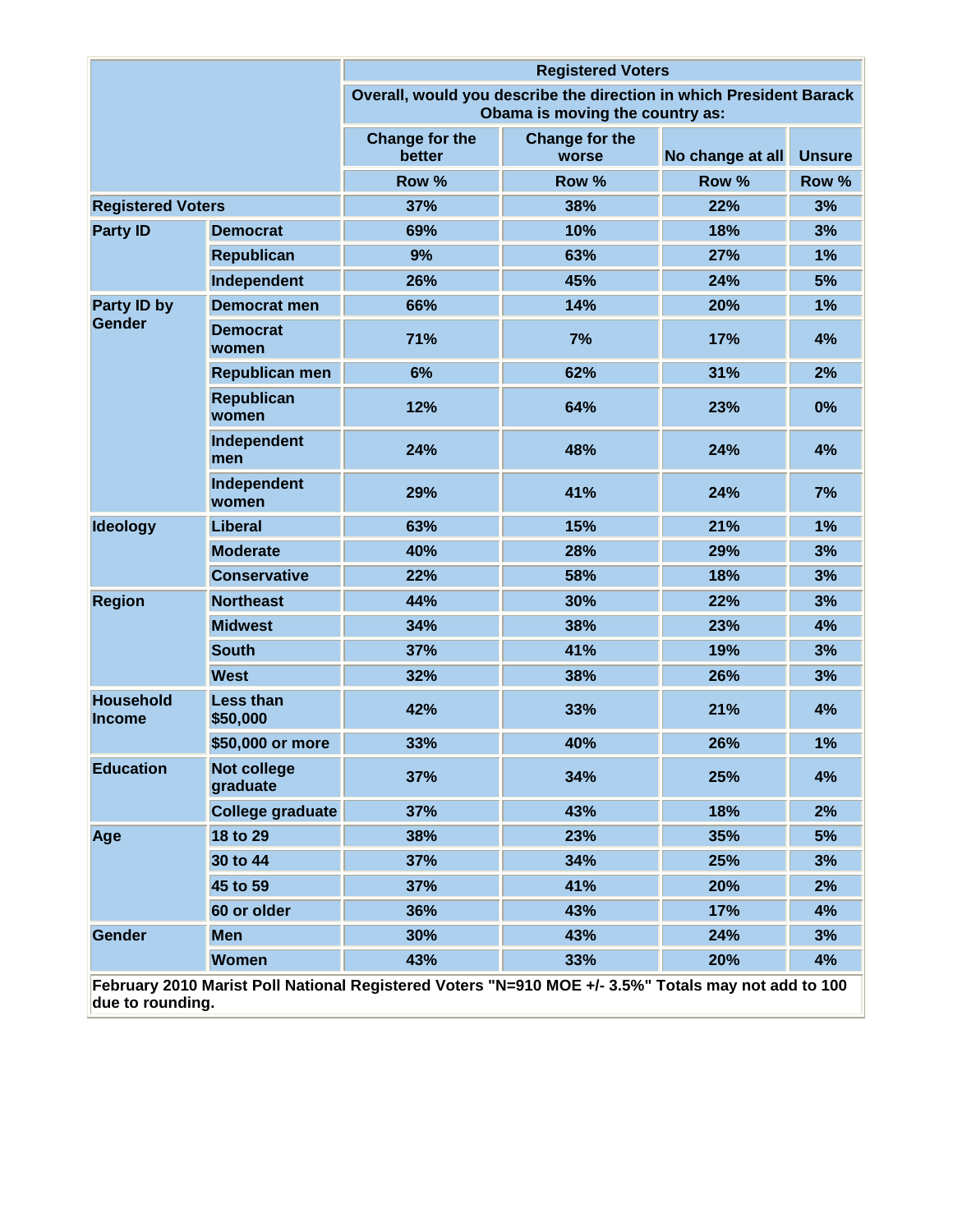| | | Registered Voters | | | |
|---|---|---|---|---|---|
| | | Overall, would you describe the direction in which President Barack Obama is moving the country as: | | | |
| | | Change for the better | Change for the worse | No change at all | Unsure |
| | | Row % | Row % | Row % | Row % |
| Registered Voters | | 37% | 38% | 22% | 3% |
| Party ID | Democrat | 69% | 10% | 18% | 3% |
| | Republican | 9% | 63% | 27% | 1% |
| | Independent | 26% | 45% | 24% | 5% |
| Party ID by Gender | Democrat men | 66% | 14% | 20% | 1% |
| | Democrat women | 71% | 7% | 17% | 4% |
| | Republican men | 6% | 62% | 31% | 2% |
| | Republican women | 12% | 64% | 23% | 0% |
| | Independent men | 24% | 48% | 24% | 4% |
| | Independent women | 29% | 41% | 24% | 7% |
| Ideology | Liberal | 63% | 15% | 21% | 1% |
| | Moderate | 40% | 28% | 29% | 3% |
| | Conservative | 22% | 58% | 18% | 3% |
| Region | Northeast | 44% | 30% | 22% | 3% |
| | Midwest | 34% | 38% | 23% | 4% |
| | South | 37% | 41% | 19% | 3% |
| | West | 32% | 38% | 26% | 3% |
| Household Income | Less than $50,000 | 42% | 33% | 21% | 4% |
| | $50,000 or more | 33% | 40% | 26% | 1% |
| Education | Not college graduate | 37% | 34% | 25% | 4% |
| | College graduate | 37% | 43% | 18% | 2% |
| Age | 18 to 29 | 38% | 23% | 35% | 5% |
| | 30 to 44 | 37% | 34% | 25% | 3% |
| | 45 to 59 | 37% | 41% | 20% | 2% |
| | 60 or older | 36% | 43% | 17% | 4% |
| Gender | Men | 30% | 43% | 24% | 3% |
| | Women | 43% | 33% | 20% | 4% |

February 2010 Marist Poll National Registered Voters "N=910 MOE +/- 3.5%" Totals may not add to 100 due to rounding.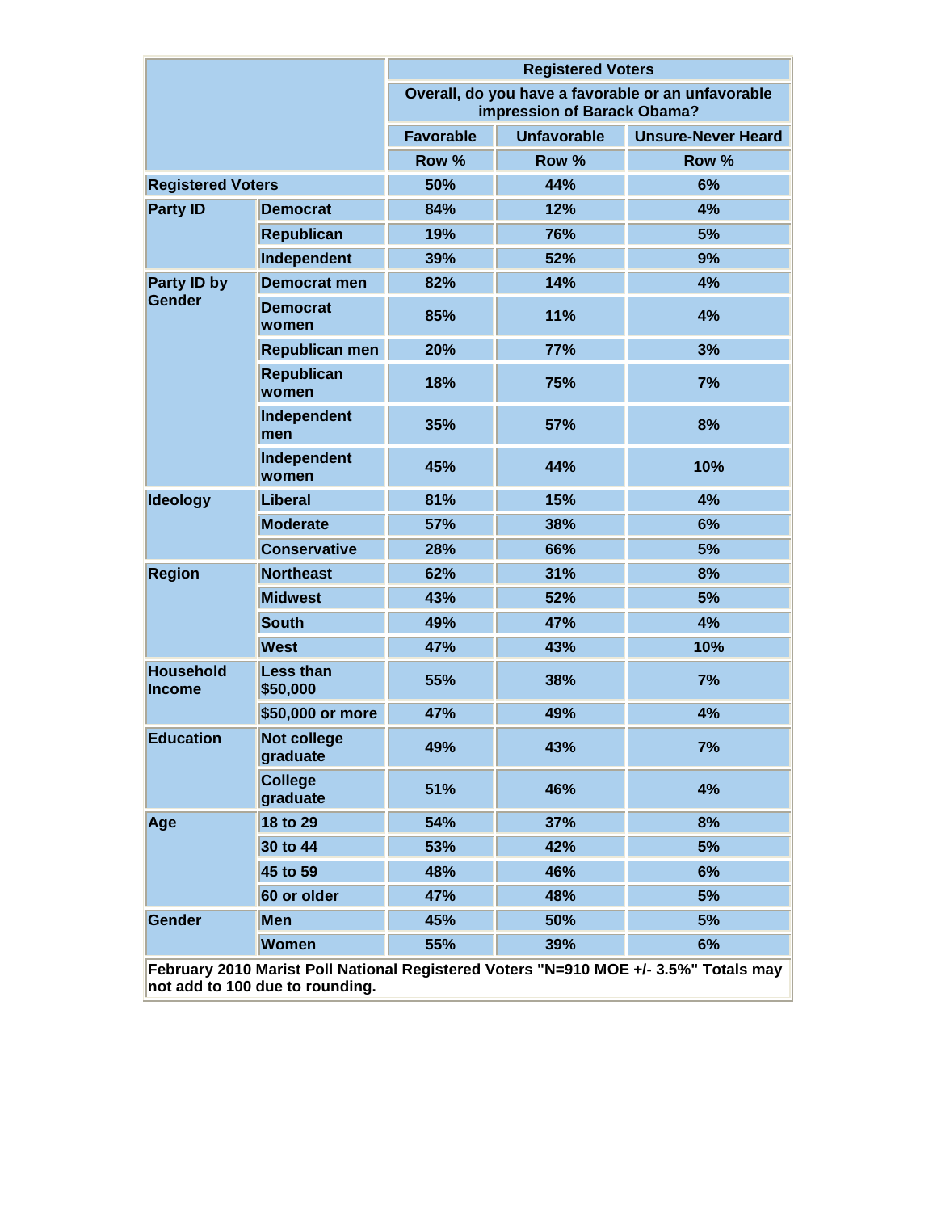| | | Registered Voters | | |
|---|---|---|---|---|
| | | Overall, do you have a favorable or an unfavorable impression of Barack Obama? | | |
| | | Favorable | Unfavorable | Unsure-Never Heard |
| | | Row % | Row % | Row % |
| Registered Voters | | 50% | 44% | 6% |
| Party ID | Democrat | 84% | 12% | 4% |
| | Republican | 19% | 76% | 5% |
| | Independent | 39% | 52% | 9% |
| Party ID by Gender | Democrat men | 82% | 14% | 4% |
| | Democrat women | 85% | 11% | 4% |
| | Republican men | 20% | 77% | 3% |
| | Republican women | 18% | 75% | 7% |
| | Independent men | 35% | 57% | 8% |
| | Independent women | 45% | 44% | 10% |
| Ideology | Liberal | 81% | 15% | 4% |
| | Moderate | 57% | 38% | 6% |
| | Conservative | 28% | 66% | 5% |
| Region | Northeast | 62% | 31% | 8% |
| | Midwest | 43% | 52% | 5% |
| | South | 49% | 47% | 4% |
| | West | 47% | 43% | 10% |
| Household Income | Less than $50,000 | 55% | 38% | 7% |
| | $50,000 or more | 47% | 49% | 4% |
| Education | Not college graduate | 49% | 43% | 7% |
| | College graduate | 51% | 46% | 4% |
| Age | 18 to 29 | 54% | 37% | 8% |
| | 30 to 44 | 53% | 42% | 5% |
| | 45 to 59 | 48% | 46% | 6% |
| | 60 or older | 47% | 48% | 5% |
| Gender | Men | 45% | 50% | 5% |
| | Women | 55% | 39% | 6% |

February 2010 Marist Poll National Registered Voters "N=910 MOE +/- 3.5%" Totals may not add to 100 due to rounding.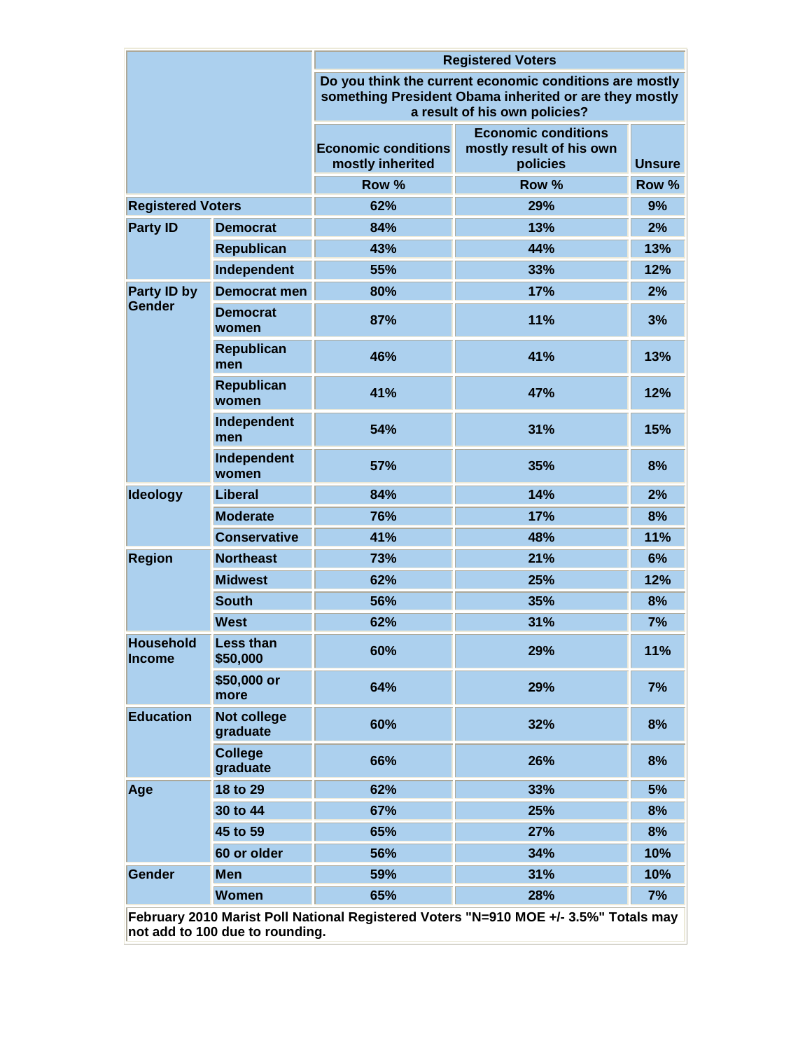| | | Registered Voters | | |
|---|---|---|---|---|
| | | Do you think the current economic conditions are mostly something President Obama inherited or are they mostly a result of his own policies? | | |
| | | Economic conditions mostly inherited | Economic conditions mostly result of his own policies | Unsure |
| | | Row % | Row % | Row % |
| Registered Voters | | 62% | 29% | 9% |
| Party ID | Democrat | 84% | 13% | 2% |
| | Republican | 43% | 44% | 13% |
| | Independent | 55% | 33% | 12% |
| Party ID by Gender | Democrat men | 80% | 17% | 2% |
| | Democrat women | 87% | 11% | 3% |
| | Republican men | 46% | 41% | 13% |
| | Republican women | 41% | 47% | 12% |
| | Independent men | 54% | 31% | 15% |
| | Independent women | 57% | 35% | 8% |
| Ideology | Liberal | 84% | 14% | 2% |
| | Moderate | 76% | 17% | 8% |
| | Conservative | 41% | 48% | 11% |
| Region | Northeast | 73% | 21% | 6% |
| | Midwest | 62% | 25% | 12% |
| | South | 56% | 35% | 8% |
| | West | 62% | 31% | 7% |
| Household Income | Less than $50,000 | 60% | 29% | 11% |
| | $50,000 or more | 64% | 29% | 7% |
| Education | Not college graduate | 60% | 32% | 8% |
| | College graduate | 66% | 26% | 8% |
| Age | 18 to 29 | 62% | 33% | 5% |
| | 30 to 44 | 67% | 25% | 8% |
| | 45 to 59 | 65% | 27% | 8% |
| | 60 or older | 56% | 34% | 10% |
| Gender | Men | 59% | 31% | 10% |
| | Women | 65% | 28% | 7% |

February 2010 Marist Poll National Registered Voters "N=910 MOE +/- 3.5%" Totals may not add to 100 due to rounding.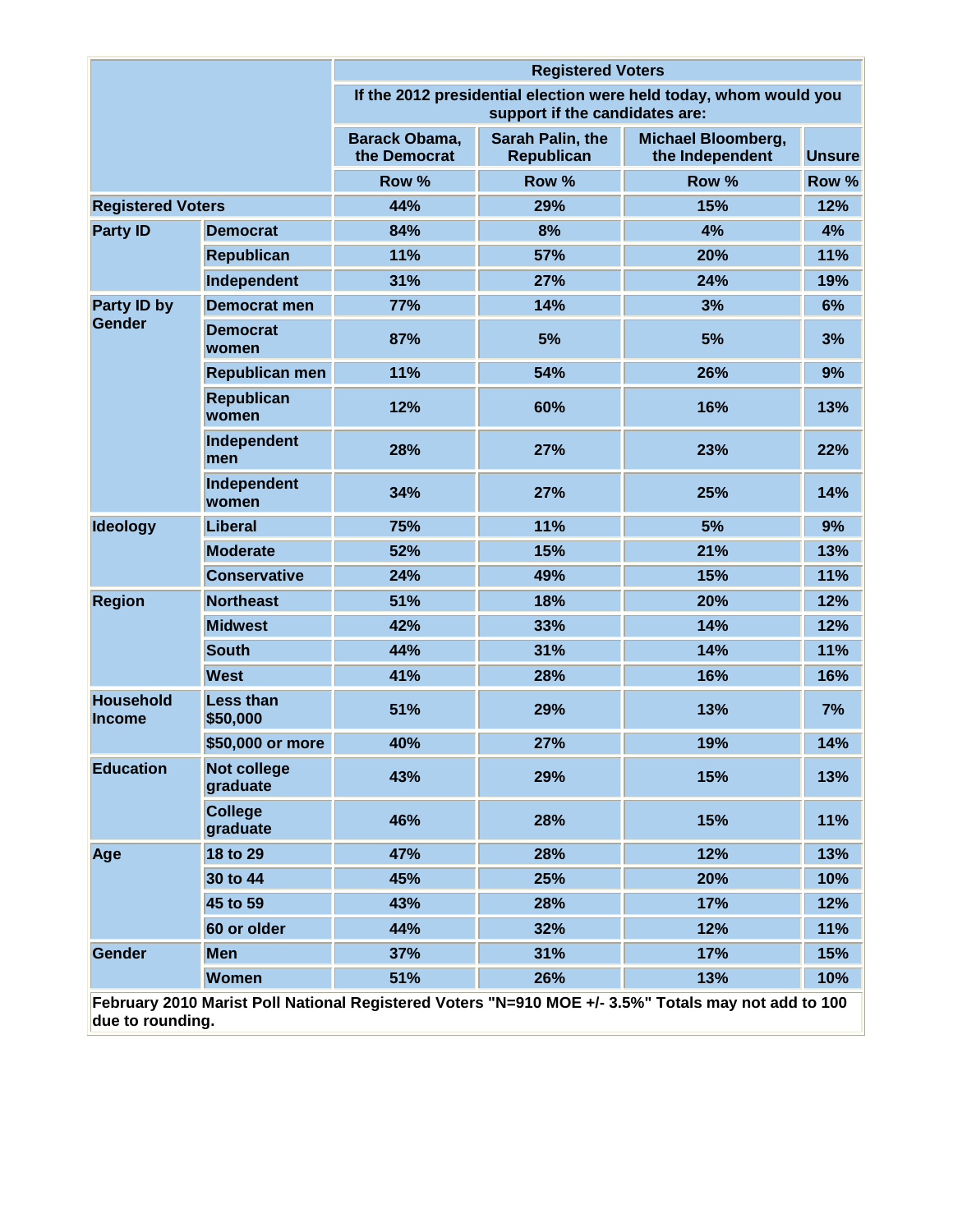| | | Registered Voters | | | |
|---|---|---|---|---|---|
| | | If the 2012 presidential election were held today, whom would you support if the candidates are: | | | |
| | | Barack Obama, the Democrat | Sarah Palin, the Republican | Michael Bloomberg, the Independent | Unsure |
| | | Row % | Row % | Row % | Row % |
| **Registered Voters** | | 44% | 29% | 15% | 12% |
| **Party ID** | Democrat | 84% | 8% | 4% | 4% |
| | Republican | 11% | 57% | 20% | 11% |
| | Independent | 31% | 27% | 24% | 19% |
| **Party ID by Gender** | Democrat men | 77% | 14% | 3% | 6% |
| | Democrat women | 87% | 5% | 5% | 3% |
| | Republican men | 11% | 54% | 26% | 9% |
| | Republican women | 12% | 60% | 16% | 13% |
| | Independent men | 28% | 27% | 23% | 22% |
| | Independent women | 34% | 27% | 25% | 14% |
| **Ideology** | Liberal | 75% | 11% | 5% | 9% |
| | Moderate | 52% | 15% | 21% | 13% |
| | Conservative | 24% | 49% | 15% | 11% |
| **Region** | Northeast | 51% | 18% | 20% | 12% |
| | Midwest | 42% | 33% | 14% | 12% |
| | South | 44% | 31% | 14% | 11% |
| | West | 41% | 28% | 16% | 16% |
| **Household Income** | Less than $50,000 | 51% | 29% | 13% | 7% |
| | $50,000 or more | 40% | 27% | 19% | 14% |
| **Education** | Not college graduate | 43% | 29% | 15% | 13% |
| | College graduate | 46% | 28% | 15% | 11% |
| **Age** | 18 to 29 | 47% | 28% | 12% | 13% |
| | 30 to 44 | 45% | 25% | 20% | 10% |
| | 45 to 59 | 43% | 28% | 17% | 12% |
| | 60 or older | 44% | 32% | 12% | 11% |
| **Gender** | Men | 37% | 31% | 17% | 15% |
| | Women | 51% | 26% | 13% | 10% |

February 2010 Marist Poll National Registered Voters "N=910 MOE +/- 3.5%" Totals may not add to 100 due to rounding.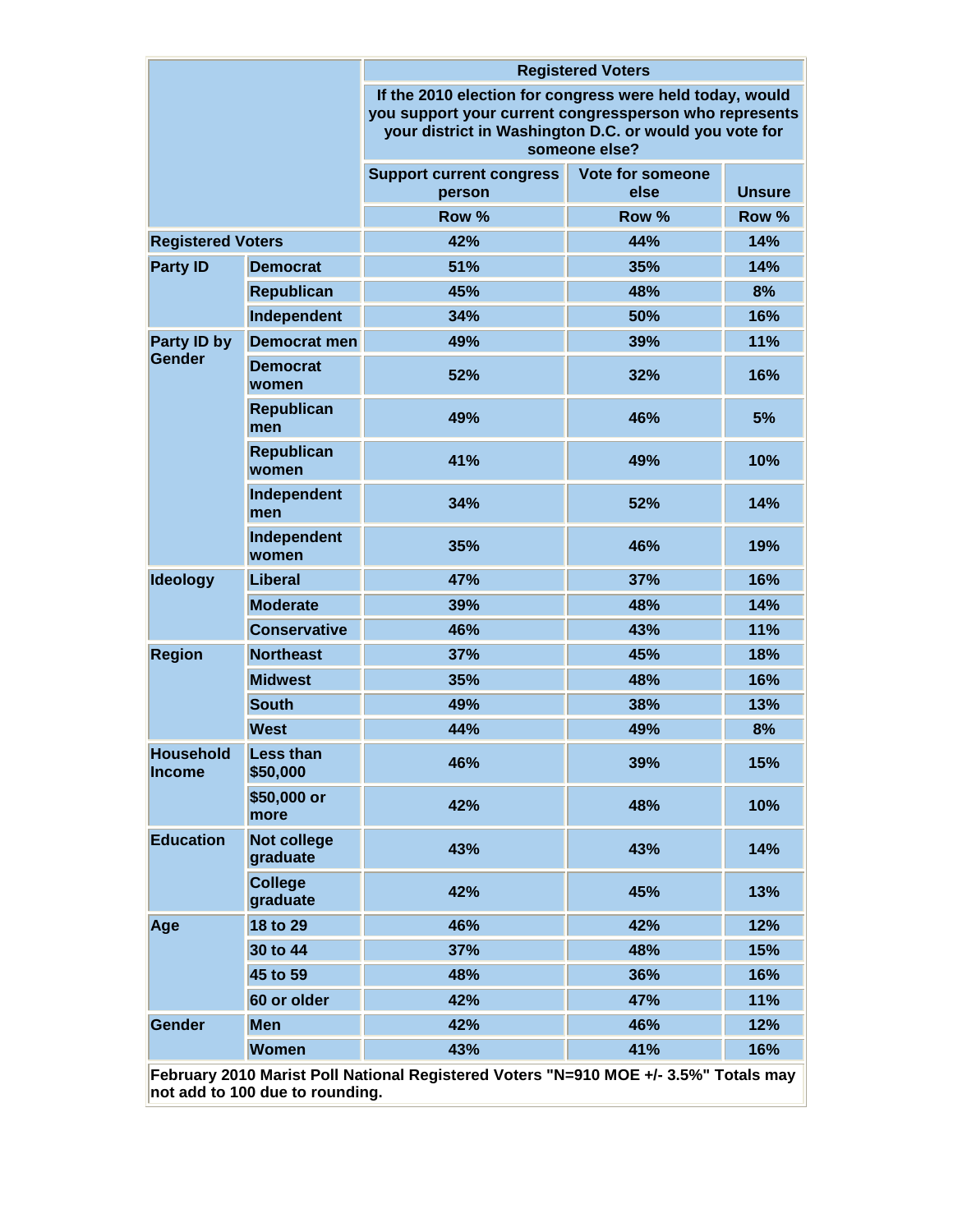| | | Registered Voters | | |
|---|---|---|---|---|
| | | If the 2010 election for congress were held today, would you support your current congressperson who represents your district in Washington D.C. or would you vote for someone else? | | |
| | | Support current congress person | Vote for someone else | Unsure |
| | | Row % | Row % | Row % |
| Registered Voters | | 42% | 44% | 14% |
| Party ID | Democrat | 51% | 35% | 14% |
| | Republican | 45% | 48% | 8% |
| | Independent | 34% | 50% | 16% |
| Party ID by Gender | Democrat men | 49% | 39% | 11% |
| | Democrat women | 52% | 32% | 16% |
| | Republican men | 49% | 46% | 5% |
| | Republican women | 41% | 49% | 10% |
| | Independent men | 34% | 52% | 14% |
| | Independent women | 35% | 46% | 19% |
| Ideology | Liberal | 47% | 37% | 16% |
| | Moderate | 39% | 48% | 14% |
| | Conservative | 46% | 43% | 11% |
| Region | Northeast | 37% | 45% | 18% |
| | Midwest | 35% | 48% | 16% |
| | South | 49% | 38% | 13% |
| | West | 44% | 49% | 8% |
| Household Income | Less than $50,000 | 46% | 39% | 15% |
| | $50,000 or more | 42% | 48% | 10% |
| Education | Not college graduate | 43% | 43% | 14% |
| | College graduate | 42% | 45% | 13% |
| Age | 18 to 29 | 46% | 42% | 12% |
| | 30 to 44 | 37% | 48% | 15% |
| | 45 to 59 | 48% | 36% | 16% |
| | 60 or older | 42% | 47% | 11% |
| Gender | Men | 42% | 46% | 12% |
| | Women | 43% | 41% | 16% |

February 2010 Marist Poll National Registered Voters "N=910 MOE +/- 3.5%" Totals may not add to 100 due to rounding.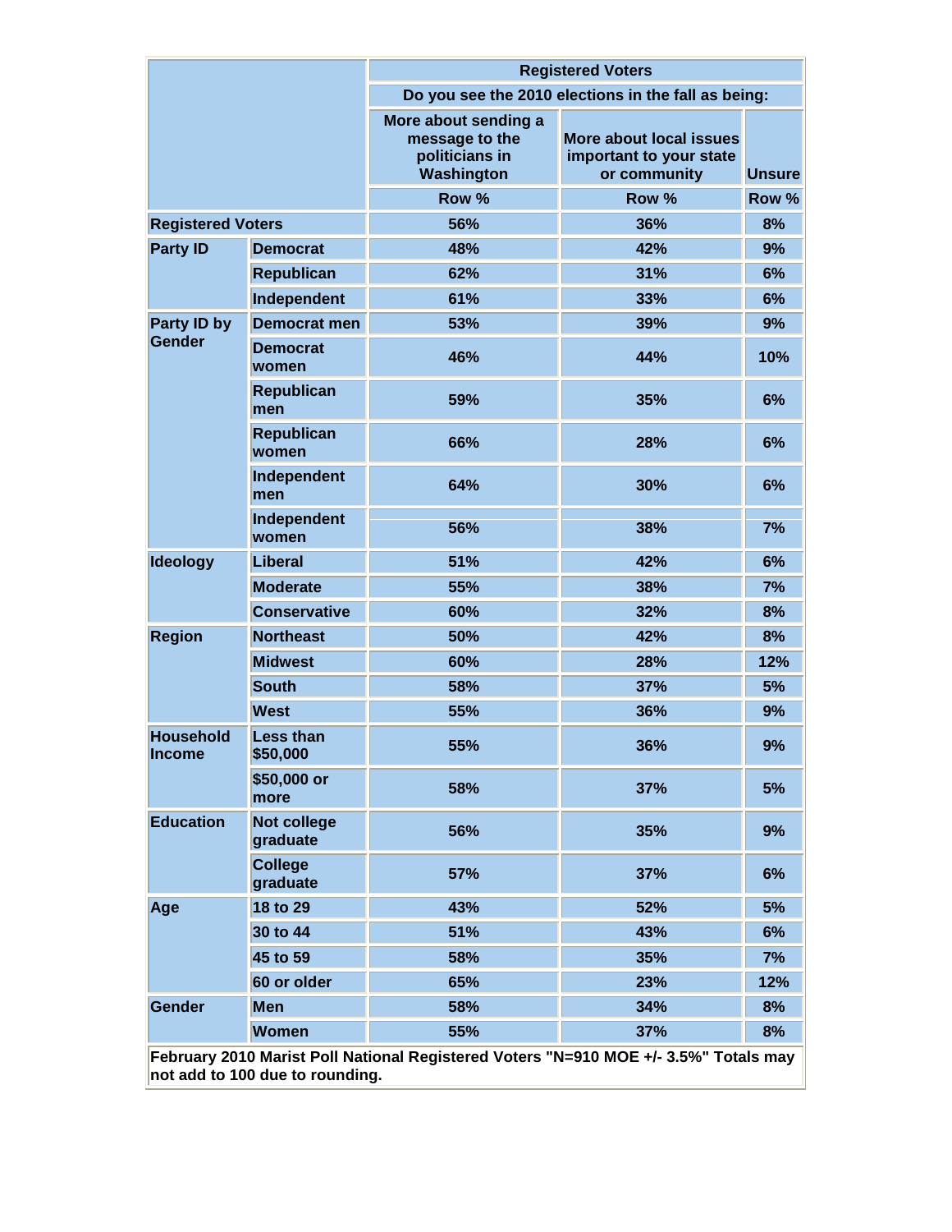| | | Registered Voters | | |
|---|---|---|---|---|
| | | Do you see the 2010 elections in the fall as being: | | |
| | | More about sending a message to the politicians in Washington | More about local issues important to your state or community | Unsure |
| | | Row % | Row % | Row % |
| Registered Voters | | 56% | 36% | 8% |
| Party ID | Democrat | 48% | 42% | 9% |
| | Republican | 62% | 31% | 6% |
| | Independent | 61% | 33% | 6% |
| Party ID by Gender | Democrat men | 53% | 39% | 9% |
| | Democrat women | 46% | 44% | 10% |
| | Republican men | 59% | 35% | 6% |
| | Republican women | 66% | 28% | 6% |
| | Independent men | 64% | 30% | 6% |
| | Independent women | 56% | 38% | 7% |
| Ideology | Liberal | 51% | 42% | 6% |
| | Moderate | 55% | 38% | 7% |
| | Conservative | 60% | 32% | 8% |
| Region | Northeast | 50% | 42% | 8% |
| | Midwest | 60% | 28% | 12% |
| | South | 58% | 37% | 5% |
| | West | 55% | 36% | 9% |
| Household Income | Less than $50,000 | 55% | 36% | 9% |
| | $50,000 or more | 58% | 37% | 5% |
| Education | Not college graduate | 56% | 35% | 9% |
| | College graduate | 57% | 37% | 6% |
| Age | 18 to 29 | 43% | 52% | 5% |
| | 30 to 44 | 51% | 43% | 6% |
| | 45 to 59 | 58% | 35% | 7% |
| | 60 or older | 65% | 23% | 12% |
| Gender | Men | 58% | 34% | 8% |
| | Women | 55% | 37% | 8% |

February 2010 Marist Poll National Registered Voters "N=910 MOE +/- 3.5%" Totals may not add to 100 due to rounding.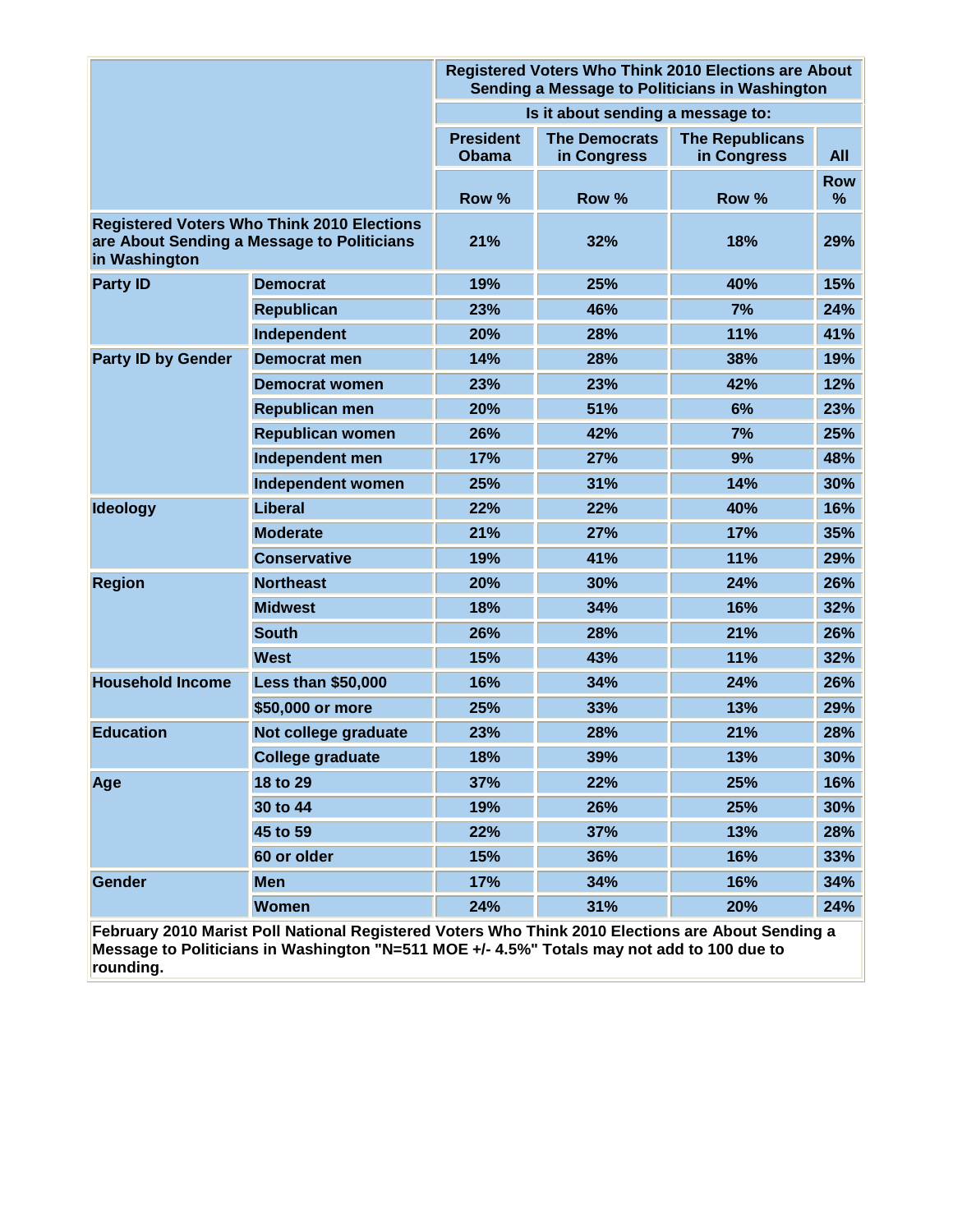| | | Registered Voters Who Think 2010 Elections are About Sending a Message to Politicians in Washington | | | |
|---|---|---|---|---|---|
| | | Is it about sending a message to: | | | |
| | | President Obama | The Democrats in Congress | The Republicans in Congress | All |
| | | Row % | Row % | Row % | Row % |
| Registered Voters Who Think 2010 Elections are About Sending a Message to Politicians in Washington | | 21% | 32% | 18% | 29% |
| Party ID | Democrat | 19% | 25% | 40% | 15% |
| | Republican | 23% | 46% | 7% | 24% |
| | Independent | 20% | 28% | 11% | 41% |
| Party ID by Gender | Democrat men | 14% | 28% | 38% | 19% |
| | Democrat women | 23% | 23% | 42% | 12% |
| | Republican men | 20% | 51% | 6% | 23% |
| | Republican women | 26% | 42% | 7% | 25% |
| | Independent men | 17% | 27% | 9% | 48% |
| | Independent women | 25% | 31% | 14% | 30% |
| Ideology | Liberal | 22% | 22% | 40% | 16% |
| | Moderate | 21% | 27% | 17% | 35% |
| | Conservative | 19% | 41% | 11% | 29% |
| Region | Northeast | 20% | 30% | 24% | 26% |
| | Midwest | 18% | 34% | 16% | 32% |
| | South | 26% | 28% | 21% | 26% |
| | West | 15% | 43% | 11% | 32% |
| Household Income | Less than $50,000 | 16% | 34% | 24% | 26% |
| | $50,000 or more | 25% | 33% | 13% | 29% |
| Education | Not college graduate | 23% | 28% | 21% | 28% |
| | College graduate | 18% | 39% | 13% | 30% |
| Age | 18 to 29 | 37% | 22% | 25% | 16% |
| | 30 to 44 | 19% | 26% | 25% | 30% |
| | 45 to 59 | 22% | 37% | 13% | 28% |
| | 60 or older | 15% | 36% | 16% | 33% |
| Gender | Men | 17% | 34% | 16% | 34% |
| | Women | 24% | 31% | 20% | 24% |

February 2010 Marist Poll National Registered Voters Who Think 2010 Elections are About Sending a Message to Politicians in Washington "N=511 MOE +/- 4.5%" Totals may not add to 100 due to rounding.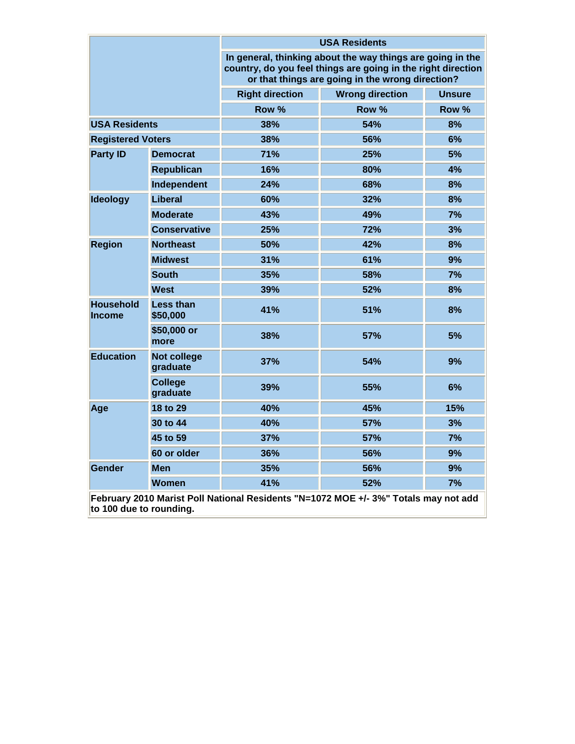| | | USA Residents | | |
|---|---|---|---|---|
| | | In general, thinking about the way things are going in the country, do you feel things are going in the right direction or that things are going in the wrong direction? | | |
| | | Right direction | Wrong direction | Unsure |
| | | Row % | Row % | Row % |
| **USA Residents** | | 38% | 54% | 8% |
| **Registered Voters** | | 38% | 56% | 6% |
| **Party ID** | Democrat | 71% | 25% | 5% |
| | Republican | 16% | 80% | 4% |
| | Independent | 24% | 68% | 8% |
| **Ideology** | Liberal | 60% | 32% | 8% |
| | Moderate | 43% | 49% | 7% |
| | Conservative | 25% | 72% | 3% |
| **Region** | Northeast | 50% | 42% | 8% |
| | Midwest | 31% | 61% | 9% |
| | South | 35% | 58% | 7% |
| | West | 39% | 52% | 8% |
| **Household Income** | Less than $50,000 | 41% | 51% | 8% |
| | $50,000 or more | 38% | 57% | 5% |
| **Education** | Not college graduate | 37% | 54% | 9% |
| | College graduate | 39% | 55% | 6% |
| **Age** | 18 to 29 | 40% | 45% | 15% |
| | 30 to 44 | 40% | 57% | 3% |
| | 45 to 59 | 37% | 57% | 7% |
| | 60 or older | 36% | 56% | 9% |
| **Gender** | Men | 35% | 56% | 9% |
| | Women | 41% | 52% | 7% |

February 2010 Marist Poll National Residents "N=1072 MOE +/- 3%" Totals may not add to 100 due to rounding.